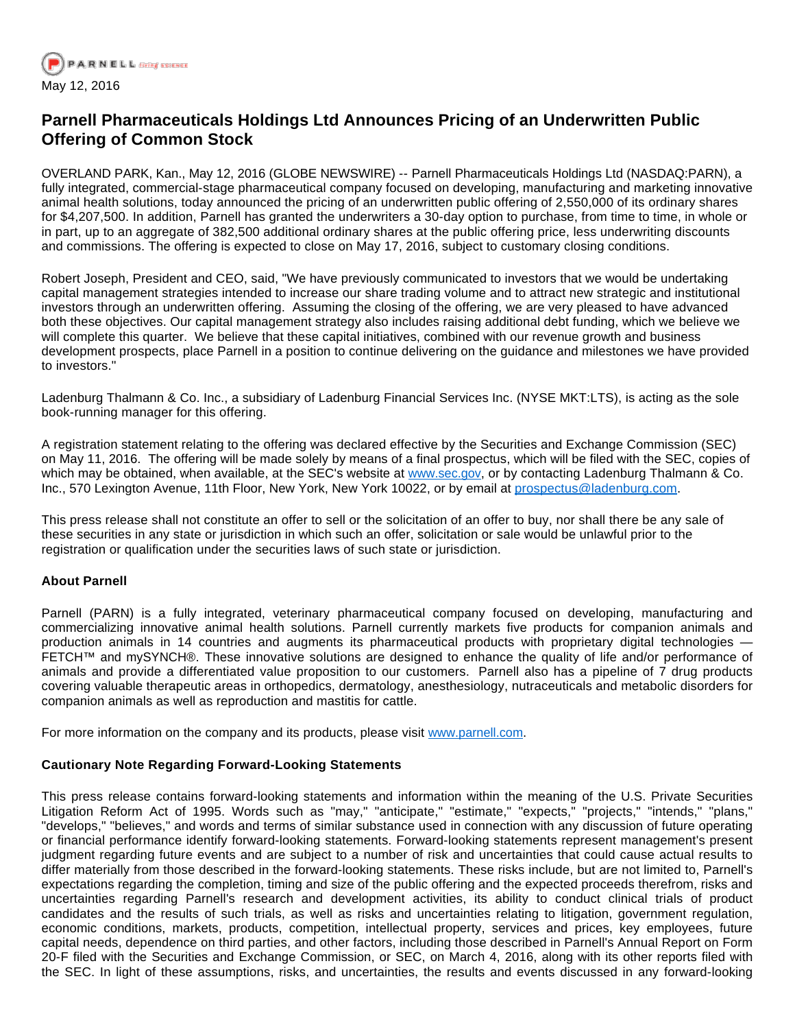PARNELL

May 12, 2016

# Parnell Pharmaceuticals Holdings Ltd Announces Pricing of an Underwritten Public Offering of Common Stock

OVERLAND PARK, Kan., May 12, 2016 (GLOBE NEWSWIRE) -- Parnell Pharmaceuticals Holdings Ltd (NASDAQ:PARN), a fully integrated, commercial-stage pharmaceutical company focused on developing, manufacturing and marketing innovative animal health solutions, today announced the pricing of an underwritten public offering of 2,550,000 of its ordinary shares for $4,207,500. In addition, Parnell has granted the underwriters a 30-day option to purchase, from time to time, in whole or in part, up to an aggregate of 382,500 additional ordinary shares at the public offering price, less underwriting discounts and commissions. The offering is expected to close on May 17, 2016, subject to customary closing conditions.

Robert Joseph, President and CEO, said, "We have previously communicated to investors that we would be undertaking capital management strategies intended to increase our share trading volume and to attract new strategic and institutional investors through an underwritten offering. Assuming the closing of the offering, we are very pleased to have advanced both these objectives. Our capital management strategy also includes raising additional debt funding, which we believe we will complete this quarter. We believe that these capital initiatives, combined with our revenue growth and business development prospects, place Parnell in a position to continue delivering on the guidance and milestones we have provided to investors."

Ladenburg Thalmann & Co. Inc., a subsidiary of Ladenburg Financial Services Inc. (NYSE MKT:LTS), is acting as the sole book-running manager for this offering.

A registration statement relating to the offering was declared effective by the Securities and Exchange Commission (SEC) on May 11, 2016. The offering will be made solely by means of a final prospectus, which will be filed with the SEC, copies of which may be obtained, when available, at the SEC's website at www.sec.gov, or by contacting Ladenburg Thalmann & Co. Inc., 570 Lexington Avenue, 11th Floor, New York, New York 10022, or by email at prospectus@ladenburg.com.

This press release shall not constitute an offer to sell or the solicitation of an offer to buy, nor shall there be any sale of these securities in any state or jurisdiction in which such an offer, solicitation or sale would be unlawful prior to the registration or qualification under the securities laws of such state or jurisdiction.

**About Parnell**

Parnell (PARN) is a fully integrated, veterinary pharmaceutical company focused on developing, manufacturing and commercializing innovative animal health solutions. Parnell currently markets five products for companion animals and production animals in 14 countries and augments its pharmaceutical products with proprietary digital technologies — FETCH™ and mySYNCH®. These innovative solutions are designed to enhance the quality of life and/or performance of animals and provide a differentiated value proposition to our customers. Parnell also has a pipeline of 7 drug products covering valuable therapeutic areas in orthopedics, dermatology, anesthesiology, nutraceuticals and metabolic disorders for companion animals as well as reproduction and mastitis for cattle.

For more information on the company and its products, please visit www.parnell.com.

**Cautionary Note Regarding Forward-Looking Statements**

This press release contains forward-looking statements and information within the meaning of the U.S. Private Securities Litigation Reform Act of 1995. Words such as "may," "anticipate," "estimate," "expects," "projects," "intends," "plans," "develops," "believes," and words and terms of similar substance used in connection with any discussion of future operating or financial performance identify forward-looking statements. Forward-looking statements represent management's present judgment regarding future events and are subject to a number of risk and uncertainties that could cause actual results to differ materially from those described in the forward-looking statements. These risks include, but are not limited to, Parnell's expectations regarding the completion, timing and size of the public offering and the expected proceeds therefrom, risks and uncertainties regarding Parnell's research and development activities, its ability to conduct clinical trials of product candidates and the results of such trials, as well as risks and uncertainties relating to litigation, government regulation, economic conditions, markets, products, competition, intellectual property, services and prices, key employees, future capital needs, dependence on third parties, and other factors, including those described in Parnell's Annual Report on Form 20-F filed with the Securities and Exchange Commission, or SEC, on March 4, 2016, along with its other reports filed with the SEC. In light of these assumptions, risks, and uncertainties, the results and events discussed in any forward-looking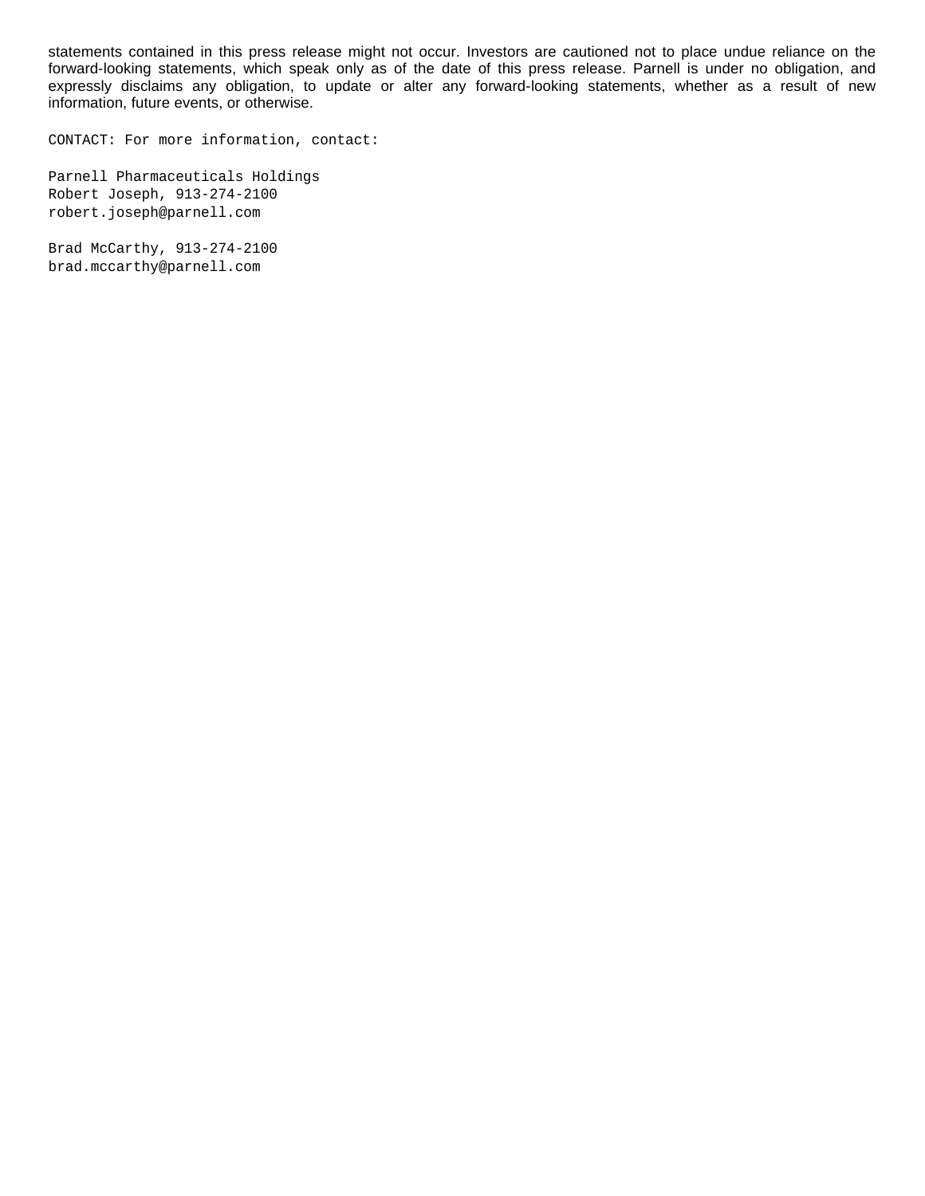statements contained in this press release might not occur. Investors are cautioned not to place undue reliance on the forward-looking statements, which speak only as of the date of this press release. Parnell is under no obligation, and expressly disclaims any obligation, to update or alter any forward-looking statements, whether as a result of new information, future events, or otherwise.

CONTACT: For more information, contact:

Parnell Pharmaceuticals Holdings
Robert Joseph, 913-274-2100
robert.joseph@parnell.com

Brad McCarthy, 913-274-2100
brad.mccarthy@parnell.com